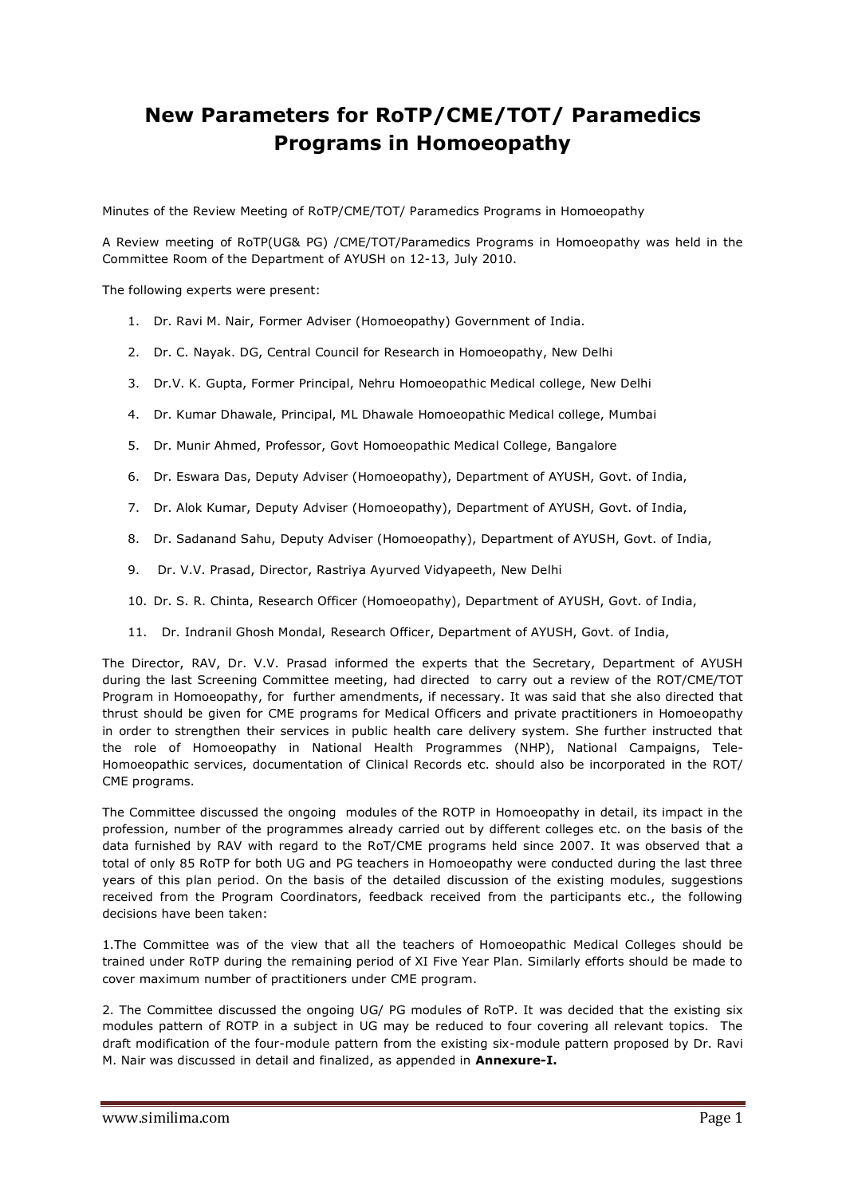# New Parameters for RoTP/CME/TOT/ Paramedics Programs in Homoeopathy

Minutes of the Review Meeting of RoTP/CME/TOT/ Paramedics Programs in Homoeopathy

A Review meeting of RoTP(UG& PG) /CME/TOT/Paramedics Programs in Homoeopathy was held in the Committee Room of the Department of AYUSH on 12-13, July 2010.

The following experts were present:

1. Dr. Ravi M. Nair, Former Adviser (Homoeopathy) Government of India.
2. Dr. C. Nayak. DG, Central Council for Research in Homoeopathy, New Delhi
3. Dr.V. K. Gupta, Former Principal, Nehru Homoeopathic Medical college, New Delhi
4. Dr. Kumar Dhawale, Principal, ML Dhawale Homoeopathic Medical college, Mumbai
5. Dr. Munir Ahmed, Professor, Govt Homoeopathic Medical College, Bangalore
6. Dr. Eswara Das, Deputy Adviser (Homoeopathy), Department of AYUSH, Govt. of India,
7. Dr. Alok Kumar, Deputy Adviser (Homoeopathy), Department of AYUSH, Govt. of India,
8. Dr. Sadanand Sahu, Deputy Adviser (Homoeopathy), Department of AYUSH, Govt. of India,
9. Dr. V.V. Prasad, Director, Rastriya Ayurved Vidyapeeth, New Delhi
10. Dr. S. R. Chinta, Research Officer (Homoeopathy), Department of AYUSH, Govt. of India,
11. Dr. Indranil Ghosh Mondal, Research Officer, Department of AYUSH, Govt. of India,

The Director, RAV, Dr. V.V. Prasad informed the experts that the Secretary, Department of AYUSH during the last Screening Committee meeting, had directed to carry out a review of the ROT/CME/TOT Program in Homoeopathy, for further amendments, if necessary. It was said that she also directed that thrust should be given for CME programs for Medical Officers and private practitioners in Homoeopathy in order to strengthen their services in public health care delivery system. She further instructed that the role of Homoeopathy in National Health Programmes (NHP), National Campaigns, Tele-Homoeopathic services, documentation of Clinical Records etc. should also be incorporated in the ROT/ CME programs.

The Committee discussed the ongoing modules of the ROTP in Homoeopathy in detail, its impact in the profession, number of the programmes already carried out by different colleges etc. on the basis of the data furnished by RAV with regard to the RoT/CME programs held since 2007. It was observed that a total of only 85 RoTP for both UG and PG teachers in Homoeopathy were conducted during the last three years of this plan period. On the basis of the detailed discussion of the existing modules, suggestions received from the Program Coordinators, feedback received from the participants etc., the following decisions have been taken:

1.The Committee was of the view that all the teachers of Homoeopathic Medical Colleges should be trained under RoTP during the remaining period of XI Five Year Plan. Similarly efforts should be made to cover maximum number of practitioners under CME program.

2. The Committee discussed the ongoing UG/ PG modules of RoTP. It was decided that the existing six modules pattern of ROTP in a subject in UG may be reduced to four covering all relevant topics. The draft modification of the four-module pattern from the existing six-module pattern proposed by Dr. Ravi M. Nair was discussed in detail and finalized, as appended in **Annexure-I.**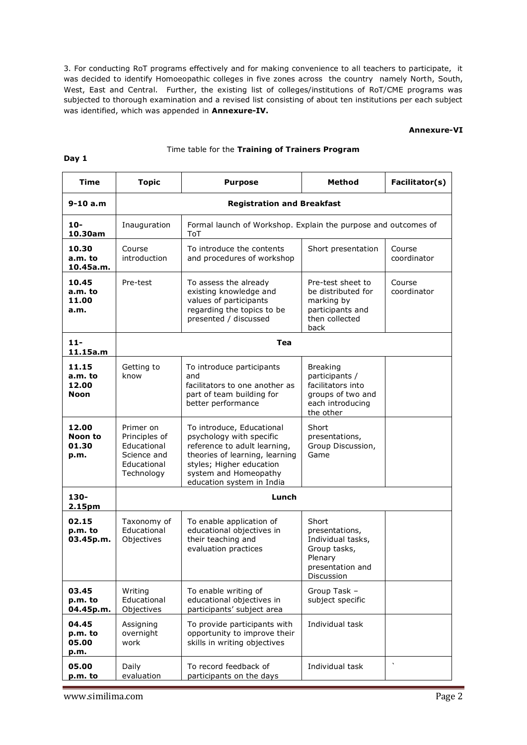3. For conducting RoT programs effectively and for making convenience to all teachers to participate, it was decided to identify Homoeopathic colleges in five zones across the country namely North, South, West, East and Central. Further, the existing list of colleges/institutions of RoT/CME programs was subjected to thorough examination and a revised list consisting of about ten institutions per each subject was identified, which was appended in **Annexure-IV.**

**Annexure-VI**

Time table for the **Training of Trainers Program**

**Day 1**

| Time | Topic | Purpose | Method | Facilitator(s) |
|---|---|---|---|---|
| **9-10 a.m** | **Registration and Breakfast** | | | |
| **10-10.30am** | Inauguration | Formal launch of Workshop. Explain the purpose and outcomes of ToT | | |
| **10.30 a.m. to 10.45a.m.** | Course introduction | To introduce the contents and procedures of workshop | Short presentation | Course coordinator |
| **10.45 a.m. to 11.00 a.m.** | Pre-test | To assess the already existing knowledge and values of participants regarding the topics to be presented / discussed | Pre-test sheet to be distributed for marking by participants and then collected back | Course coordinator |
| **11-11.15a.m** | **Tea** | | | |
| **11.15 a.m. to 12.00 Noon** | Getting to know | To introduce participants and facilitators to one another as part of team building for better performance | Breaking participants / facilitators into groups of two and each introducing the other | |
| **12.00 Noon to 01.30 p.m.** | Primer on Principles of Educational Science and Educational Technology | To introduce, Educational psychology with specific reference to adult learning, theories of learning, learning styles; Higher education system and Homeopathy education system in India | Short presentations, Group Discussion, Game | |
| **130-2.15pm** | **Lunch** | | | |
| **02.15 p.m. to 03.45p.m.** | Taxonomy of Educational Objectives | To enable application of educational objectives in their teaching and evaluation practices | Short presentations, Individual tasks, Group tasks, Plenary presentation and Discussion | |
| **03.45 p.m. to 04.45p.m.** | Writing Educational Objectives | To enable writing of educational objectives in participants' subject area | Group Task – subject specific | |
| **04.45 p.m. to 05.00 p.m.** | Assigning overnight work | To provide participants with opportunity to improve their skills in writing objectives | Individual task | |
| **05.00 p.m. to** | Daily evaluation | To record feedback of participants on the days | Individual task | ` |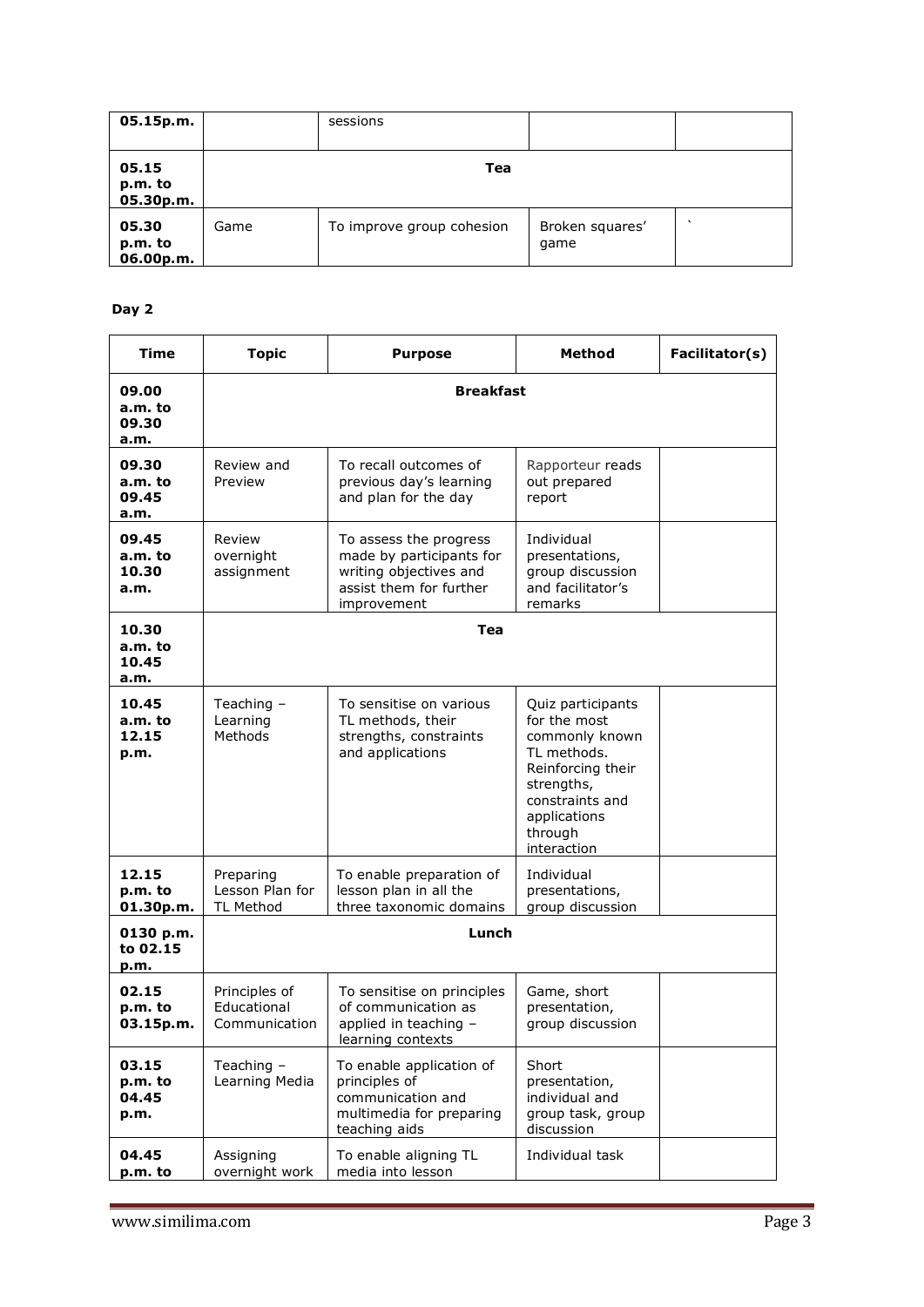| 05.15p.m. | | sessions | | |
|---|---|---|---|---|
| 05.15 p.m. to 05.30p.m. | **Tea** | | | |
| 05.30 p.m. to 06.00p.m. | Game | To improve group cohesion | Broken squares' game | ` |

**Day 2**

| Time | Topic | Purpose | Method | Facilitator(s) |
|---|---|---|---|---|
| 09.00 a.m. to 09.30 a.m. | **Breakfast** | | | |
| 09.30 a.m. to 09.45 a.m. | Review and Preview | To recall outcomes of previous day's learning and plan for the day | Rapporteur reads out prepared report | |
| 09.45 a.m. to 10.30 a.m. | Review overnight assignment | To assess the progress made by participants for writing objectives and assist them for further improvement | Individual presentations, group discussion and facilitator's remarks | |
| 10.30 a.m. to 10.45 a.m. | **Tea** | | | |
| 10.45 a.m. to 12.15 p.m. | Teaching – Learning Methods | To sensitise on various TL methods, their strengths, constraints and applications | Quiz participants for the most commonly known TL methods. Reinforcing their strengths, constraints and applications through interaction | |
| 12.15 p.m. to 01.30p.m. | Preparing Lesson Plan for TL Method | To enable preparation of lesson plan in all the three taxonomic domains | Individual presentations, group discussion | |
| 0130 p.m. to 02.15 p.m. | **Lunch** | | | |
| 02.15 p.m. to 03.15p.m. | Principles of Educational Communication | To sensitise on principles of communication as applied in teaching – learning contexts | Game, short presentation, group discussion | |
| 03.15 p.m. to 04.45 p.m. | Teaching – Learning Media | To enable application of principles of communication and multimedia for preparing teaching aids | Short presentation, individual and group task, group discussion | |
| 04.45 p.m. to | Assigning overnight work | To enable aligning TL media into lesson | Individual task | |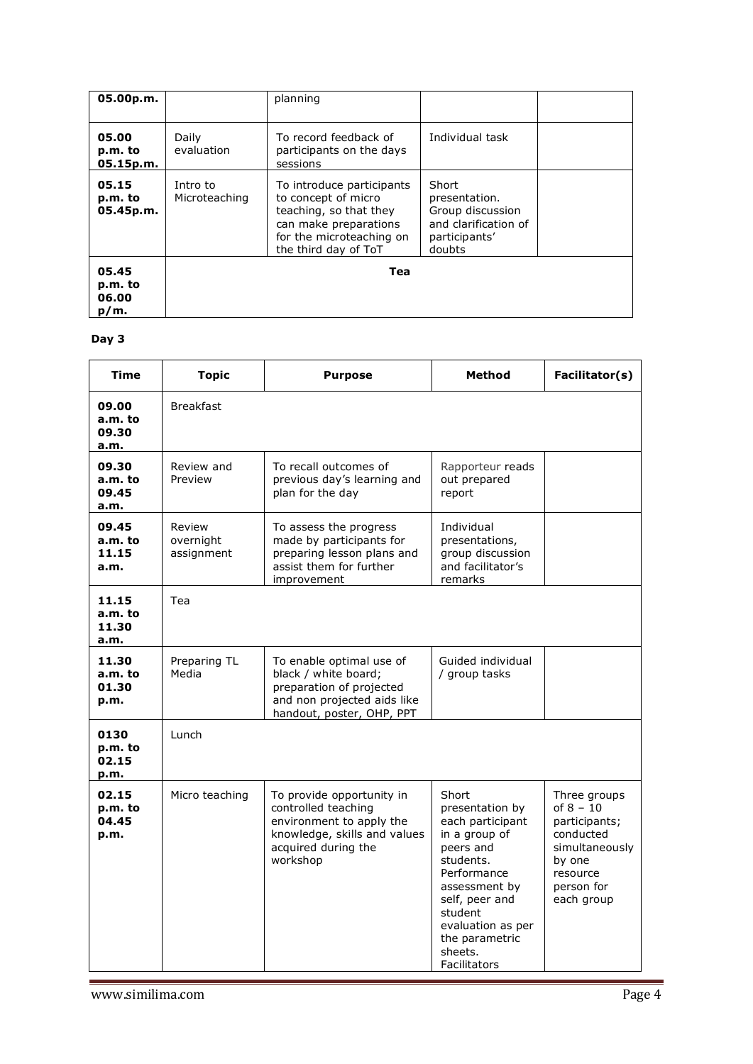| 05.00p.m. | | planning | | |
|---|---|---|---|---|
| **05.00 p.m. to 05.15p.m.** | Daily evaluation | To record feedback of participants on the days sessions | Individual task | |
| **05.15 p.m. to 05.45p.m.** | Intro to Microteaching | To introduce participants to concept of micro teaching, so that they can make preparations for the microteaching on the third day of ToT | Short presentation. Group discussion and clarification of participants' doubts | |
| **05.45 p.m. to 06.00 p/m.** | **Tea** | | | |

**Day 3**

| Time | Topic | Purpose | Method | Facilitator(s) |
|---|---|---|---|---|
| **09.00 a.m. to 09.30 a.m.** | Breakfast | | | |
| **09.30 a.m. to 09.45 a.m.** | Review and Preview | To recall outcomes of previous day's learning and plan for the day | Rapporteur reads out prepared report | |
| **09.45 a.m. to 11.15 a.m.** | Review overnight assignment | To assess the progress made by participants for preparing lesson plans and assist them for further improvement | Individual presentations, group discussion and facilitator's remarks | |
| **11.15 a.m. to 11.30 a.m.** | Tea | | | |
| **11.30 a.m. to 01.30 p.m.** | Preparing TL Media | To enable optimal use of black / white board; preparation of projected and non projected aids like handout, poster, OHP, PPT | Guided individual / group tasks | |
| **0130 p.m. to 02.15 p.m.** | Lunch | | | |
| **02.15 p.m. to 04.45 p.m.** | Micro teaching | To provide opportunity in controlled teaching environment to apply the knowledge, skills and values acquired during the workshop | Short presentation by each participant in a group of peers and students. Performance assessment by self, peer and student evaluation as per the parametric sheets. Facilitators | Three groups of 8 – 10 participants; conducted simultaneously by one resource person for each group |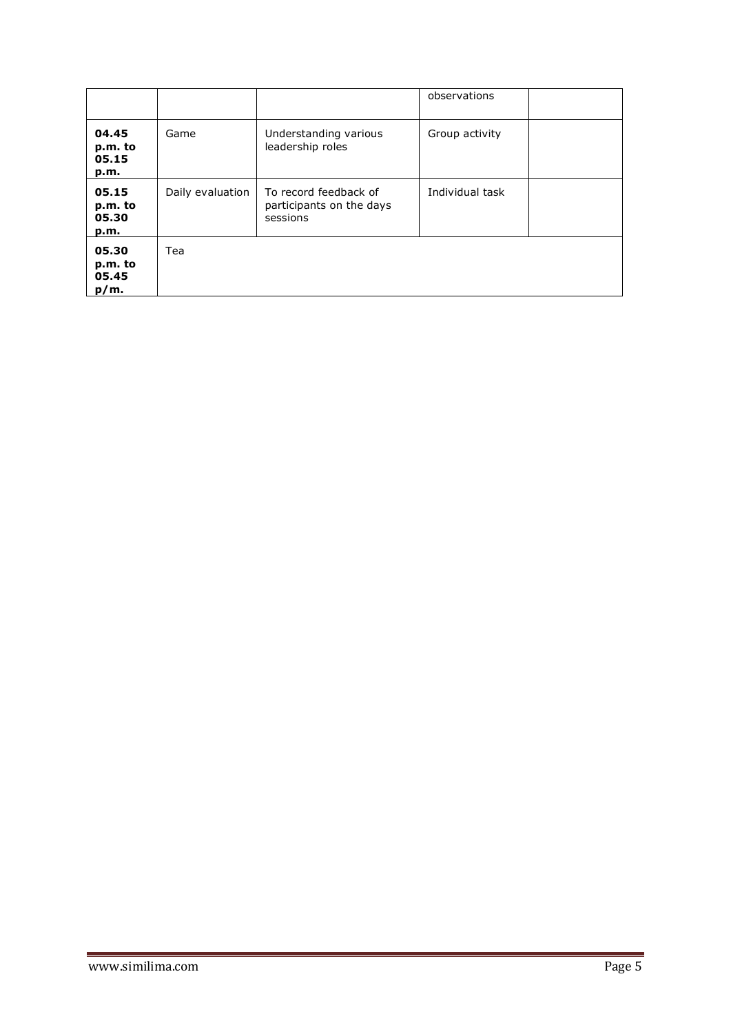|  |  |  | observations |  |
|---|---|---|---|---|
| **04.45 p.m. to 05.15 p.m.** | Game | Understanding various leadership roles | Group activity |  |
| **05.15 p.m. to 05.30 p.m.** | Daily evaluation | To record feedback of participants on the days sessions | Individual task |  |
| **05.30 p.m. to 05.45 p/m.** | Tea |  |  |  |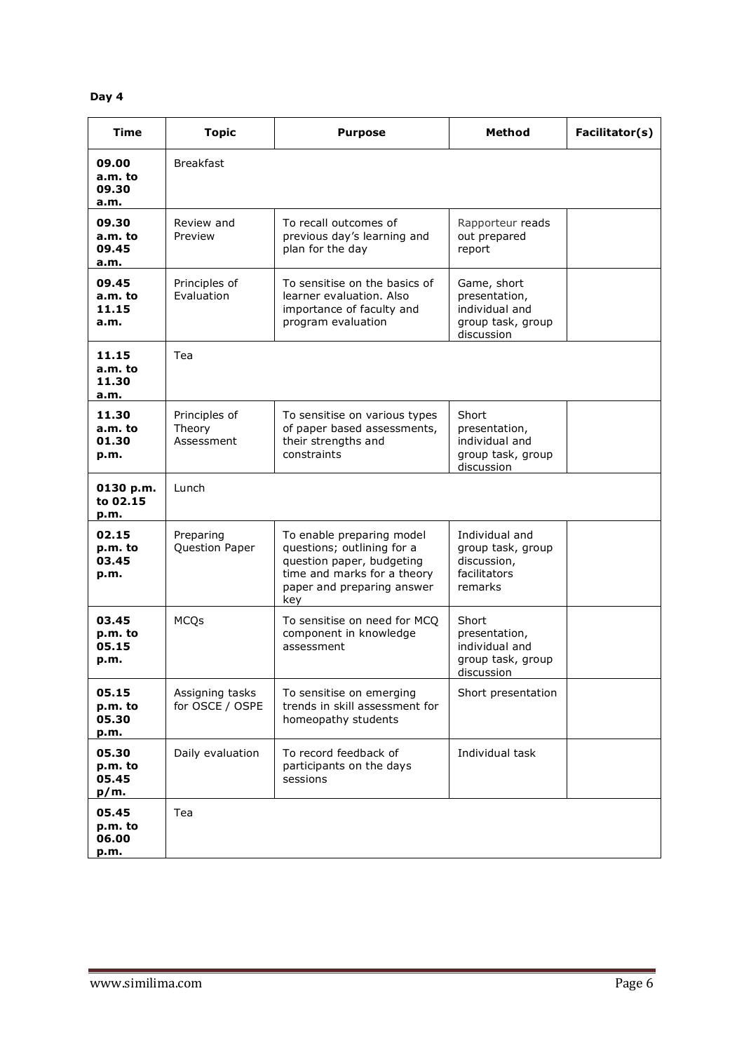**Day 4**

| Time | Topic | Purpose | Method | Facilitator(s) |
|---|---|---|---|---|
| **09.00 a.m. to 09.30 a.m.** | Breakfast | | | |
| **09.30 a.m. to 09.45 a.m.** | Review and Preview | To recall outcomes of previous day's learning and plan for the day | Rapporteur reads out prepared report | |
| **09.45 a.m. to 11.15 a.m.** | Principles of Evaluation | To sensitise on the basics of learner evaluation. Also importance of faculty and program evaluation | Game, short presentation, individual and group task, group discussion | |
| **11.15 a.m. to 11.30 a.m.** | Tea | | | |
| **11.30 a.m. to 01.30 p.m.** | Principles of Theory Assessment | To sensitise on various types of paper based assessments, their strengths and constraints | Short presentation, individual and group task, group discussion | |
| **0130 p.m. to 02.15 p.m.** | Lunch | | | |
| **02.15 p.m. to 03.45 p.m.** | Preparing Question Paper | To enable preparing model questions; outlining for a question paper, budgeting time and marks for a theory paper and preparing answer key | Individual and group task, group discussion, facilitators remarks | |
| **03.45 p.m. to 05.15 p.m.** | MCQs | To sensitise on need for MCQ component in knowledge assessment | Short presentation, individual and group task, group discussion | |
| **05.15 p.m. to 05.30 p.m.** | Assigning tasks for OSCE / OSPE | To sensitise on emerging trends in skill assessment for homeopathy students | Short presentation | |
| **05.30 p.m. to 05.45 p/m.** | Daily evaluation | To record feedback of participants on the days sessions | Individual task | |
| **05.45 p.m. to 06.00 p.m.** | Tea | | | |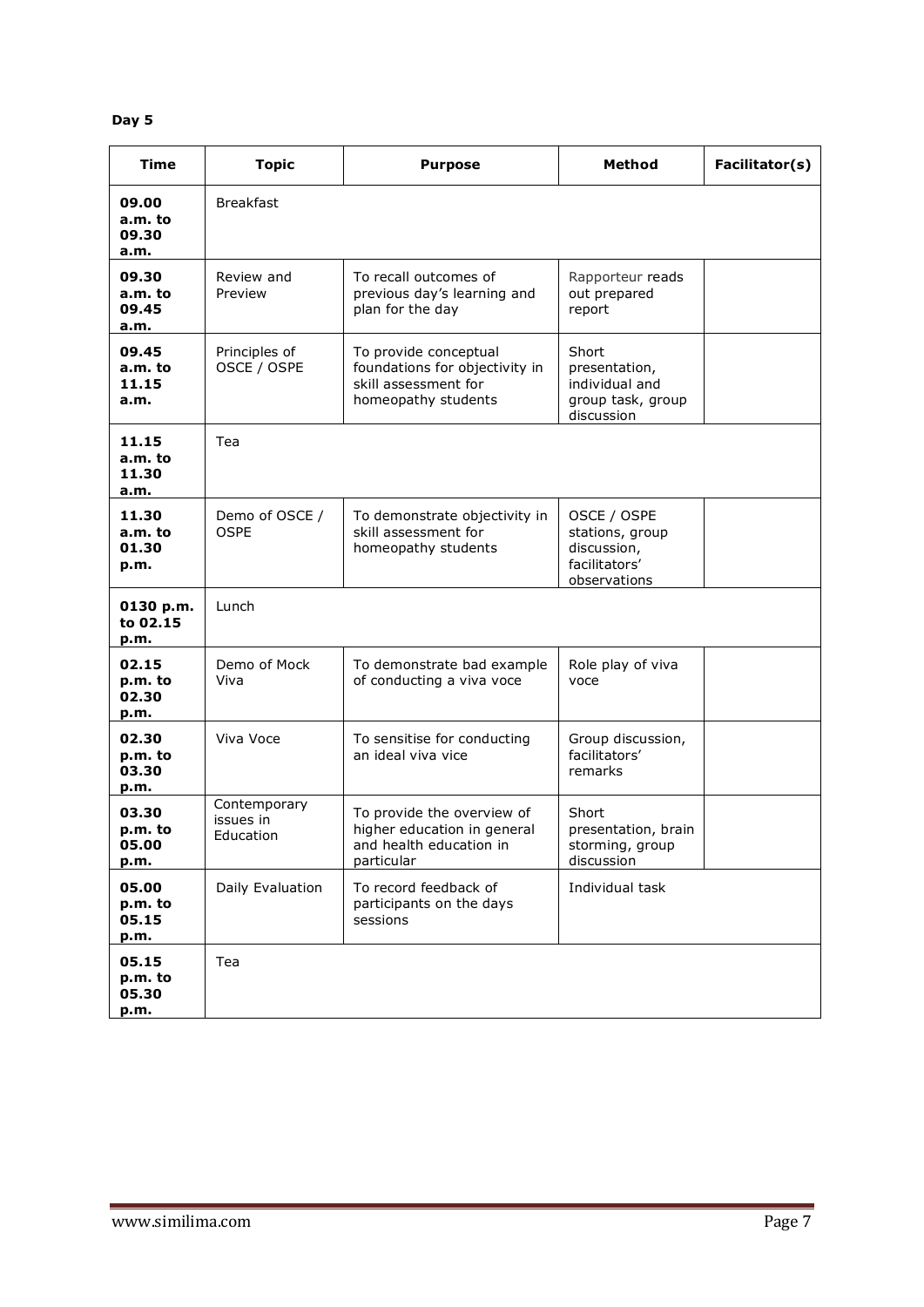**Day 5**

| Time | Topic | Purpose | Method | Facilitator(s) |
|---|---|---|---|---|
| **09.00 a.m. to 09.30 a.m.** | Breakfast | | | |
| **09.30 a.m. to 09.45 a.m.** | Review and Preview | To recall outcomes of previous day's learning and plan for the day | Rapporteur reads out prepared report | |
| **09.45 a.m. to 11.15 a.m.** | Principles of OSCE / OSPE | To provide conceptual foundations for objectivity in skill assessment for homeopathy students | Short presentation, individual and group task, group discussion | |
| **11.15 a.m. to 11.30 a.m.** | Tea | | | |
| **11.30 a.m. to 01.30 p.m.** | Demo of OSCE / OSPE | To demonstrate objectivity in skill assessment for homeopathy students | OSCE / OSPE stations, group discussion, facilitators' observations | |
| **0130 p.m. to 02.15 p.m.** | Lunch | | | |
| **02.15 p.m. to 02.30 p.m.** | Demo of Mock Viva | To demonstrate bad example of conducting a viva voce | Role play of viva voce | |
| **02.30 p.m. to 03.30 p.m.** | Viva Voce | To sensitise for conducting an ideal viva vice | Group discussion, facilitators' remarks | |
| **03.30 p.m. to 05.00 p.m.** | Contemporary issues in Education | To provide the overview of higher education in general and health education in particular | Short presentation, brain storming, group discussion | |
| **05.00 p.m. to 05.15 p.m.** | Daily Evaluation | To record feedback of participants on the days sessions | Individual task | |
| **05.15 p.m. to 05.30 p.m.** | Tea | | | |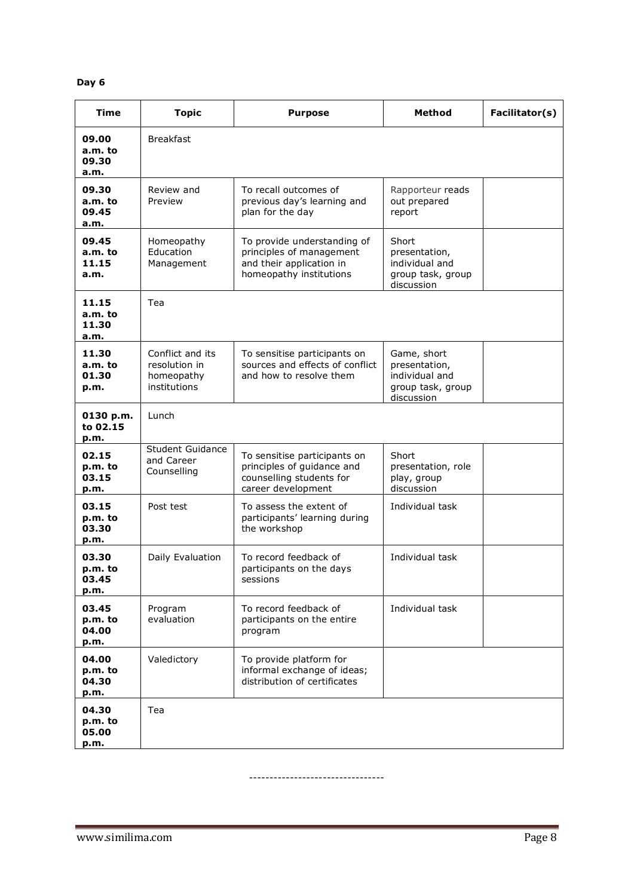**Day 6**

| Time | Topic | Purpose | Method | Facilitator(s) |
|---|---|---|---|---|
| 09.00 a.m. to 09.30 a.m. | Breakfast | | | |
| 09.30 a.m. to 09.45 a.m. | Review and Preview | To recall outcomes of previous day's learning and plan for the day | Rapporteur reads out prepared report | |
| 09.45 a.m. to 11.15 a.m. | Homeopathy Education Management | To provide understanding of principles of management and their application in homeopathy institutions | Short presentation, individual and group task, group discussion | |
| 11.15 a.m. to 11.30 a.m. | Tea | | | |
| 11.30 a.m. to 01.30 p.m. | Conflict and its resolution in homeopathy institutions | To sensitise participants on sources and effects of conflict and how to resolve them | Game, short presentation, individual and group task, group discussion | |
| 0130 p.m. to 02.15 p.m. | Lunch | | | |
| 02.15 p.m. to 03.15 p.m. | Student Guidance and Career Counselling | To sensitise participants on principles of guidance and counselling students for career development | Short presentation, role play, group discussion | |
| 03.15 p.m. to 03.30 p.m. | Post test | To assess the extent of participants' learning during the workshop | Individual task | |
| 03.30 p.m. to 03.45 p.m. | Daily Evaluation | To record feedback of participants on the days sessions | Individual task | |
| 03.45 p.m. to 04.00 p.m. | Program evaluation | To record feedback of participants on the entire program | Individual task | |
| 04.00 p.m. to 04.30 p.m. | Valedictory | To provide platform for informal exchange of ideas; distribution of certificates | | |
| 04.30 p.m. to 05.00 p.m. | Tea | | | |

---------------------------------